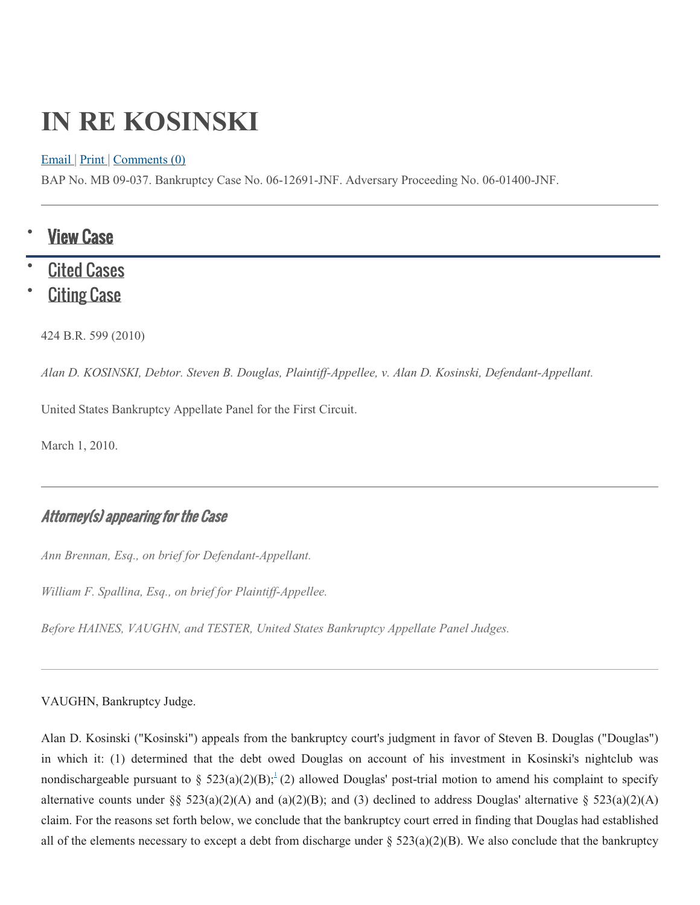# IN RE KOSINSKI

Email | Print | Comments (0)

BAP No. MB 09-037. Bankruptcy Case No. 06-12691-JNF. Adversary Proceeding No. 06-01400-JNF.

- View Case
- Cited Cases
- Citing Case

424 B.R. 599 (2010)

*Alan D. KOSINSKI, Debtor. Steven B. Douglas, Plaintiff-Appellee, v. Alan D. Kosinski, Defendant-Appellant.*

United States Bankruptcy Appellate Panel for the First Circuit.

March 1, 2010.

## *Attorney(s) appearing for the Case*

*Ann Brennan, Esq., on brief for Defendant-Appellant.*

*William F. Spallina, Esq., on brief for Plaintiff-Appellee.*

*Before HAINES, VAUGHN, and TESTER, United States Bankruptcy Appellate Panel Judges.*

VAUGHN, Bankruptcy Judge.

Alan D. Kosinski ("Kosinski") appeals from the bankruptcy court's judgment in favor of Steven B. Douglas ("Douglas") in which it: (1) determined that the debt owed Douglas on account of his investment in Kosinski's nightclub was nondischargeable pursuant to § 523(a)(2)(B);[1] (2) allowed Douglas' post-trial motion to amend his complaint to specify alternative counts under §§ 523(a)(2)(A) and (a)(2)(B); and (3) declined to address Douglas' alternative § 523(a)(2)(A) claim. For the reasons set forth below, we conclude that the bankruptcy court erred in finding that Douglas had established all of the elements necessary to except a debt from discharge under § 523(a)(2)(B). We also conclude that the bankruptcy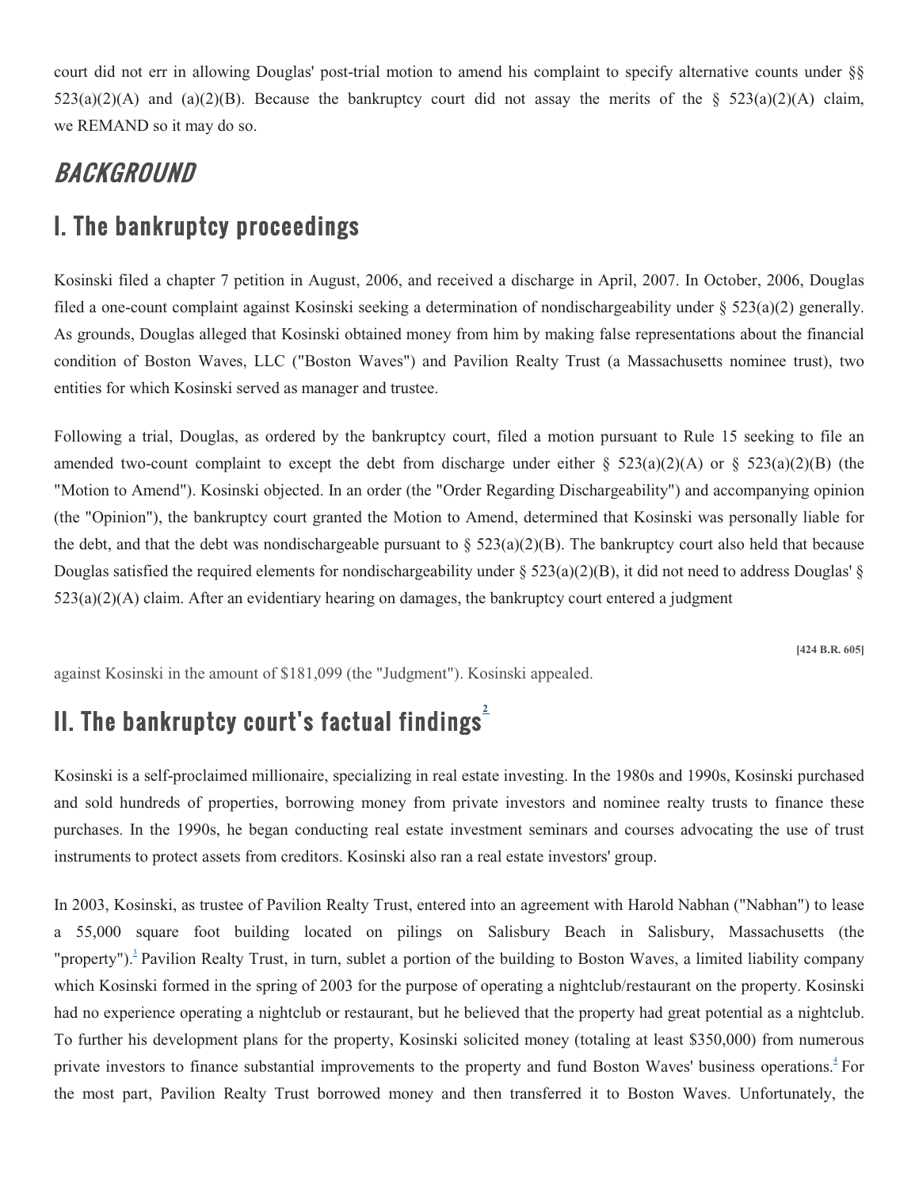court did not err in allowing Douglas' post-trial motion to amend his complaint to specify alternative counts under §§ 523(a)(2)(A) and (a)(2)(B). Because the bankruptcy court did not assay the merits of the § 523(a)(2)(A) claim, we REMAND so it may do so.

# BACKGROUND

## I. The bankruptcy proceedings

Kosinski filed a chapter 7 petition in August, 2006, and received a discharge in April, 2007. In October, 2006, Douglas filed a one-count complaint against Kosinski seeking a determination of nondischargeability under § 523(a)(2) generally. As grounds, Douglas alleged that Kosinski obtained money from him by making false representations about the financial condition of Boston Waves, LLC ("Boston Waves") and Pavilion Realty Trust (a Massachusetts nominee trust), two entities for which Kosinski served as manager and trustee.

Following a trial, Douglas, as ordered by the bankruptcy court, filed a motion pursuant to Rule 15 seeking to file an amended two-count complaint to except the debt from discharge under either § 523(a)(2)(A) or § 523(a)(2)(B) (the "Motion to Amend"). Kosinski objected. In an order (the "Order Regarding Dischargeability") and accompanying opinion (the "Opinion"), the bankruptcy court granted the Motion to Amend, determined that Kosinski was personally liable for the debt, and that the debt was nondischargeable pursuant to § 523(a)(2)(B). The bankruptcy court also held that because Douglas satisfied the required elements for nondischargeability under § 523(a)(2)(B), it did not need to address Douglas' § 523(a)(2)(A) claim. After an evidentiary hearing on damages, the bankruptcy court entered a judgment

[424 B.R. 605]

against Kosinski in the amount of $181,099 (the "Judgment"). Kosinski appealed.

## II. The bankruptcy court's factual findings[2]

Kosinski is a self-proclaimed millionaire, specializing in real estate investing. In the 1980s and 1990s, Kosinski purchased and sold hundreds of properties, borrowing money from private investors and nominee realty trusts to finance these purchases. In the 1990s, he began conducting real estate investment seminars and courses advocating the use of trust instruments to protect assets from creditors. Kosinski also ran a real estate investors' group.

In 2003, Kosinski, as trustee of Pavilion Realty Trust, entered into an agreement with Harold Nabhan ("Nabhan") to lease a 55,000 square foot building located on pilings on Salisbury Beach in Salisbury, Massachusetts (the "property").[3] Pavilion Realty Trust, in turn, sublet a portion of the building to Boston Waves, a limited liability company which Kosinski formed in the spring of 2003 for the purpose of operating a nightclub/restaurant on the property. Kosinski had no experience operating a nightclub or restaurant, but he believed that the property had great potential as a nightclub. To further his development plans for the property, Kosinski solicited money (totaling at least $350,000) from numerous private investors to finance substantial improvements to the property and fund Boston Waves' business operations.[4] For the most part, Pavilion Realty Trust borrowed money and then transferred it to Boston Waves. Unfortunately, the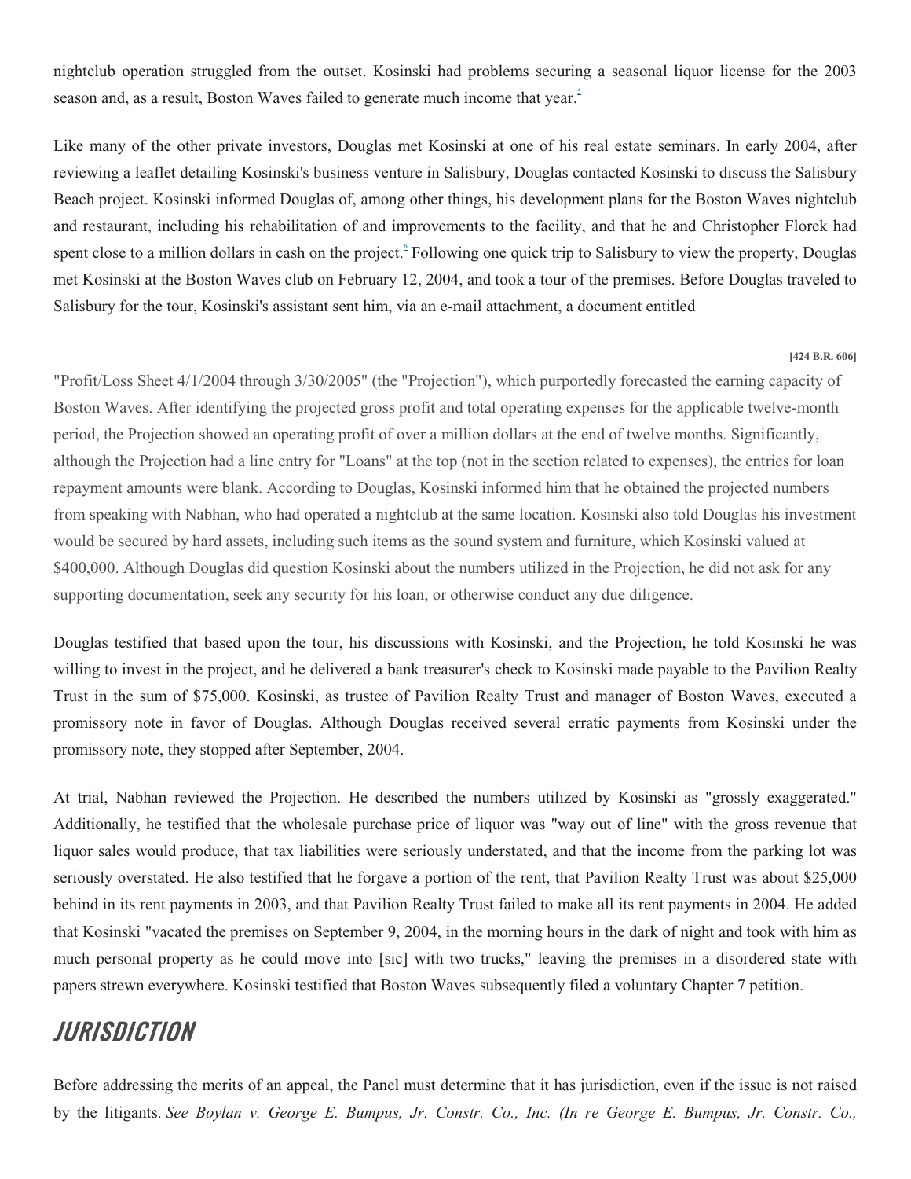nightclub operation struggled from the outset. Kosinski had problems securing a seasonal liquor license for the 2003 season and, as a result, Boston Waves failed to generate much income that year.[5]

Like many of the other private investors, Douglas met Kosinski at one of his real estate seminars. In early 2004, after reviewing a leaflet detailing Kosinski's business venture in Salisbury, Douglas contacted Kosinski to discuss the Salisbury Beach project. Kosinski informed Douglas of, among other things, his development plans for the Boston Waves nightclub and restaurant, including his rehabilitation of and improvements to the facility, and that he and Christopher Florek had spent close to a million dollars in cash on the project.[6] Following one quick trip to Salisbury to view the property, Douglas met Kosinski at the Boston Waves club on February 12, 2004, and took a tour of the premises. Before Douglas traveled to Salisbury for the tour, Kosinski's assistant sent him, via an e-mail attachment, a document entitled

[424 B.R. 606]

"Profit/Loss Sheet 4/1/2004 through 3/30/2005" (the "Projection"), which purportedly forecasted the earning capacity of Boston Waves. After identifying the projected gross profit and total operating expenses for the applicable twelve-month period, the Projection showed an operating profit of over a million dollars at the end of twelve months. Significantly, although the Projection had a line entry for "Loans" at the top (not in the section related to expenses), the entries for loan repayment amounts were blank. According to Douglas, Kosinski informed him that he obtained the projected numbers from speaking with Nabhan, who had operated a nightclub at the same location. Kosinski also told Douglas his investment would be secured by hard assets, including such items as the sound system and furniture, which Kosinski valued at $400,000. Although Douglas did question Kosinski about the numbers utilized in the Projection, he did not ask for any supporting documentation, seek any security for his loan, or otherwise conduct any due diligence.

Douglas testified that based upon the tour, his discussions with Kosinski, and the Projection, he told Kosinski he was willing to invest in the project, and he delivered a bank treasurer's check to Kosinski made payable to the Pavilion Realty Trust in the sum of $75,000. Kosinski, as trustee of Pavilion Realty Trust and manager of Boston Waves, executed a promissory note in favor of Douglas. Although Douglas received several erratic payments from Kosinski under the promissory note, they stopped after September, 2004.

At trial, Nabhan reviewed the Projection. He described the numbers utilized by Kosinski as "grossly exaggerated." Additionally, he testified that the wholesale purchase price of liquor was "way out of line" with the gross revenue that liquor sales would produce, that tax liabilities were seriously understated, and that the income from the parking lot was seriously overstated. He also testified that he forgave a portion of the rent, that Pavilion Realty Trust was about $25,000 behind in its rent payments in 2003, and that Pavilion Realty Trust failed to make all its rent payments in 2004. He added that Kosinski "vacated the premises on September 9, 2004, in the morning hours in the dark of night and took with him as much personal property as he could move into [sic] with two trucks," leaving the premises in a disordered state with papers strewn everywhere. Kosinski testified that Boston Waves subsequently filed a voluntary Chapter 7 petition.

## JURISDICTION

Before addressing the merits of an appeal, the Panel must determine that it has jurisdiction, even if the issue is not raised by the litigants. *See Boylan v. George E. Bumpus, Jr. Constr. Co., Inc. (In re George E. Bumpus, Jr. Constr. Co.,*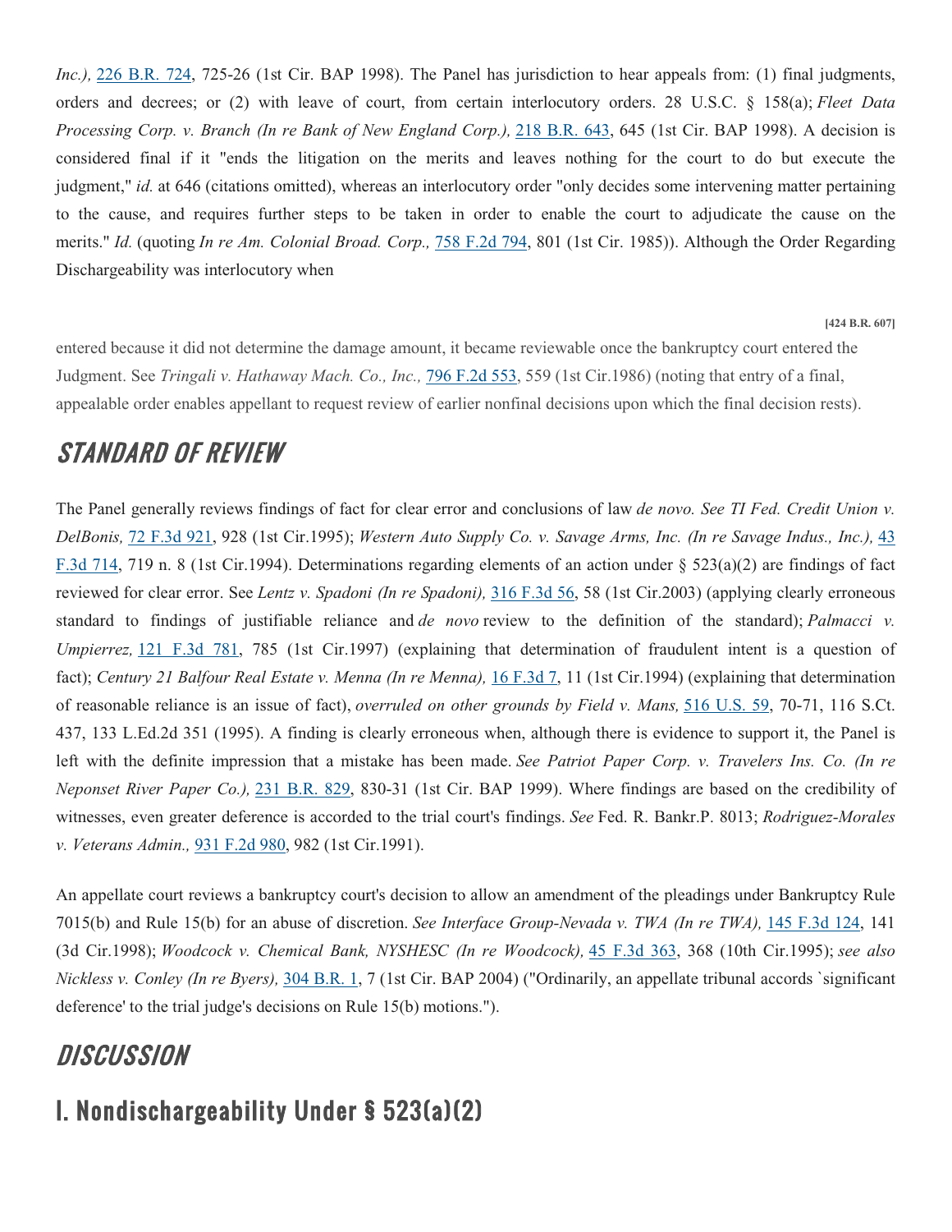*Inc.),* 226 B.R. 724, 725-26 (1st Cir. BAP 1998). The Panel has jurisdiction to hear appeals from: (1) final judgments, orders and decrees; or (2) with leave of court, from certain interlocutory orders. 28 U.S.C. § 158(a); *Fleet Data Processing Corp. v. Branch (In re Bank of New England Corp.),* 218 B.R. 643, 645 (1st Cir. BAP 1998). A decision is considered final if it "ends the litigation on the merits and leaves nothing for the court to do but execute the judgment," *id.* at 646 (citations omitted), whereas an interlocutory order "only decides some intervening matter pertaining to the cause, and requires further steps to be taken in order to enable the court to adjudicate the cause on the merits." *Id.* (quoting *In re Am. Colonial Broad. Corp.,* 758 F.2d 794, 801 (1st Cir. 1985)). Although the Order Regarding Dischargeability was interlocutory when

**[424 B.R. 607]**

entered because it did not determine the damage amount, it became reviewable once the bankruptcy court entered the Judgment. See *Tringali v. Hathaway Mach. Co., Inc.,* 796 F.2d 553, 559 (1st Cir.1986) (noting that entry of a final, appealable order enables appellant to request review of earlier nonfinal decisions upon which the final decision rests).

## STANDARD OF REVIEW

The Panel generally reviews findings of fact for clear error and conclusions of law *de novo. See TI Fed. Credit Union v. DelBonis,* 72 F.3d 921, 928 (1st Cir.1995); *Western Auto Supply Co. v. Savage Arms, Inc. (In re Savage Indus., Inc.),* 43 F.3d 714, 719 n. 8 (1st Cir.1994). Determinations regarding elements of an action under § 523(a)(2) are findings of fact reviewed for clear error. See *Lentz v. Spadoni (In re Spadoni),* 316 F.3d 56, 58 (1st Cir.2003) (applying clearly erroneous standard to findings of justifiable reliance and *de novo* review to the definition of the standard); *Palmacci v. Umpierrez,* 121 F.3d 781, 785 (1st Cir.1997) (explaining that determination of fraudulent intent is a question of fact); *Century 21 Balfour Real Estate v. Menna (In re Menna),* 16 F.3d 7, 11 (1st Cir.1994) (explaining that determination of reasonable reliance is an issue of fact), *overruled on other grounds by Field v. Mans,* 516 U.S. 59, 70-71, 116 S.Ct. 437, 133 L.Ed.2d 351 (1995). A finding is clearly erroneous when, although there is evidence to support it, the Panel is left with the definite impression that a mistake has been made. *See Patriot Paper Corp. v. Travelers Ins. Co. (In re Neponset River Paper Co.),* 231 B.R. 829, 830-31 (1st Cir. BAP 1999). Where findings are based on the credibility of witnesses, even greater deference is accorded to the trial court's findings. *See* Fed. R. Bankr.P. 8013; *Rodriguez-Morales v. Veterans Admin.,* 931 F.2d 980, 982 (1st Cir.1991).

An appellate court reviews a bankruptcy court's decision to allow an amendment of the pleadings under Bankruptcy Rule 7015(b) and Rule 15(b) for an abuse of discretion. *See Interface Group-Nevada v. TWA (In re TWA),* 145 F.3d 124, 141 (3d Cir.1998); *Woodcock v. Chemical Bank, NYSHESC (In re Woodcock),* 45 F.3d 363, 368 (10th Cir.1995); *see also Nickless v. Conley (In re Byers),* 304 B.R. 1, 7 (1st Cir. BAP 2004) ("Ordinarily, an appellate tribunal accords `significant deference' to the trial judge's decisions on Rule 15(b) motions.").

## DISCUSSION

## I. Nondischargeability Under § 523(a)(2)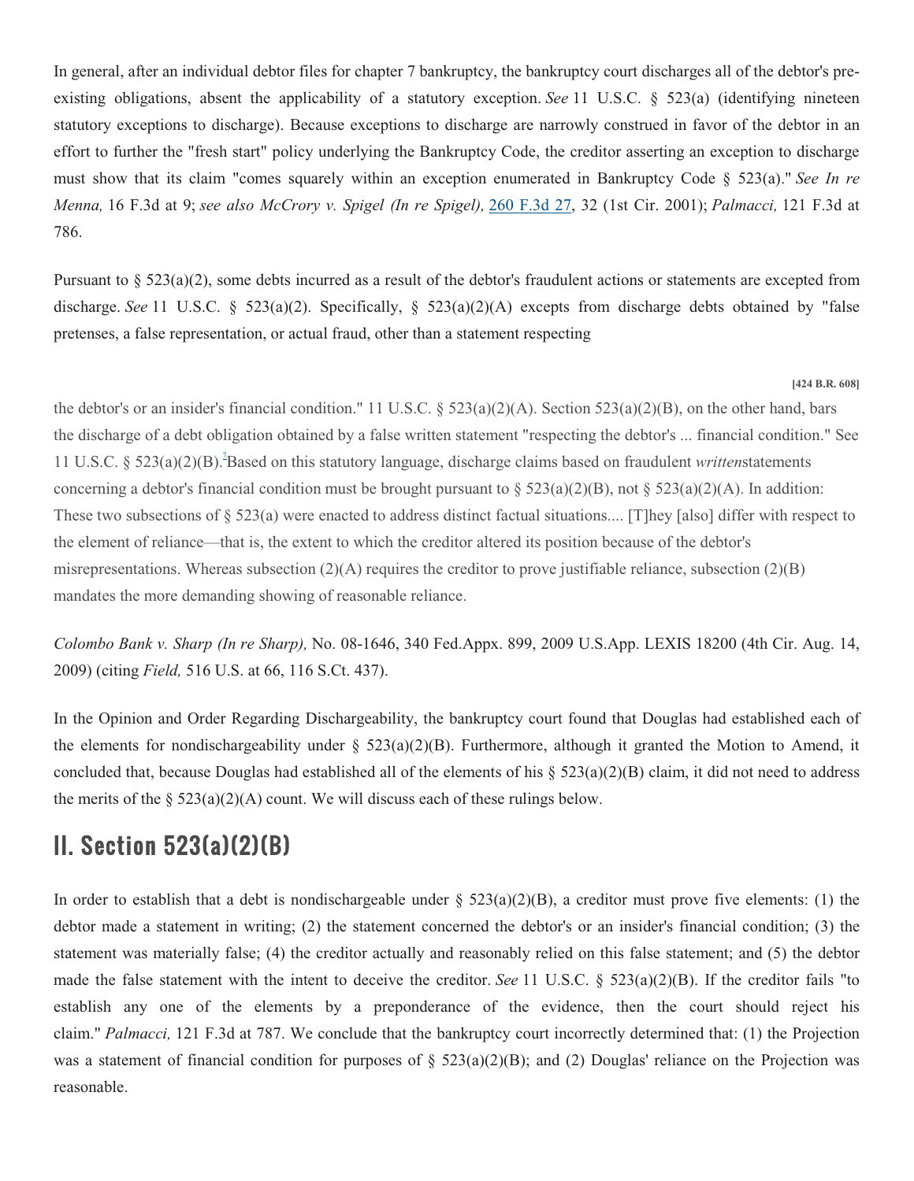In general, after an individual debtor files for chapter 7 bankruptcy, the bankruptcy court discharges all of the debtor's pre-existing obligations, absent the applicability of a statutory exception. *See* 11 U.S.C. § 523(a) (identifying nineteen statutory exceptions to discharge). Because exceptions to discharge are narrowly construed in favor of the debtor in an effort to further the "fresh start" policy underlying the Bankruptcy Code, the creditor asserting an exception to discharge must show that its claim "comes squarely within an exception enumerated in Bankruptcy Code § 523(a)." *See In re Menna,* 16 F.3d at 9; *see also McCrory v. Spigel (In re Spigel),* 260 F.3d 27, 32 (1st Cir. 2001); *Palmacci,* 121 F.3d at 786.

Pursuant to § 523(a)(2), some debts incurred as a result of the debtor's fraudulent actions or statements are excepted from discharge. *See* 11 U.S.C. § 523(a)(2). Specifically, § 523(a)(2)(A) excepts from discharge debts obtained by "false pretenses, a false representation, or actual fraud, other than a statement respecting

**[424 B.R. 608]**

the debtor's or an insider's financial condition." 11 U.S.C. § 523(a)(2)(A). Section 523(a)(2)(B), on the other hand, bars the discharge of a debt obligation obtained by a false written statement "respecting the debtor's ... financial condition." See 11 U.S.C. § 523(a)(2)(B).[2] Based on this statutory language, discharge claims based on fraudulent *written* statements concerning a debtor's financial condition must be brought pursuant to § 523(a)(2)(B), not § 523(a)(2)(A). In addition: These two subsections of § 523(a) were enacted to address distinct factual situations.... [T]hey [also] differ with respect to the element of reliance—that is, the extent to which the creditor altered its position because of the debtor's misrepresentations. Whereas subsection (2)(A) requires the creditor to prove justifiable reliance, subsection (2)(B) mandates the more demanding showing of reasonable reliance.

*Colombo Bank v. Sharp (In re Sharp),* No. 08-1646, 340 Fed.Appx. 899, 2009 U.S.App. LEXIS 18200 (4th Cir. Aug. 14, 2009) (citing *Field,* 516 U.S. at 66, 116 S.Ct. 437).

In the Opinion and Order Regarding Dischargeability, the bankruptcy court found that Douglas had established each of the elements for nondischargeability under § 523(a)(2)(B). Furthermore, although it granted the Motion to Amend, it concluded that, because Douglas had established all of the elements of his § 523(a)(2)(B) claim, it did not need to address the merits of the § 523(a)(2)(A) count. We will discuss each of these rulings below.

## II. Section 523(a)(2)(B)

In order to establish that a debt is nondischargeable under § 523(a)(2)(B), a creditor must prove five elements: (1) the debtor made a statement in writing; (2) the statement concerned the debtor's or an insider's financial condition; (3) the statement was materially false; (4) the creditor actually and reasonably relied on this false statement; and (5) the debtor made the false statement with the intent to deceive the creditor. *See* 11 U.S.C. § 523(a)(2)(B). If the creditor fails "to establish any one of the elements by a preponderance of the evidence, then the court should reject his claim." *Palmacci,* 121 F.3d at 787. We conclude that the bankruptcy court incorrectly determined that: (1) the Projection was a statement of financial condition for purposes of § 523(a)(2)(B); and (2) Douglas' reliance on the Projection was reasonable.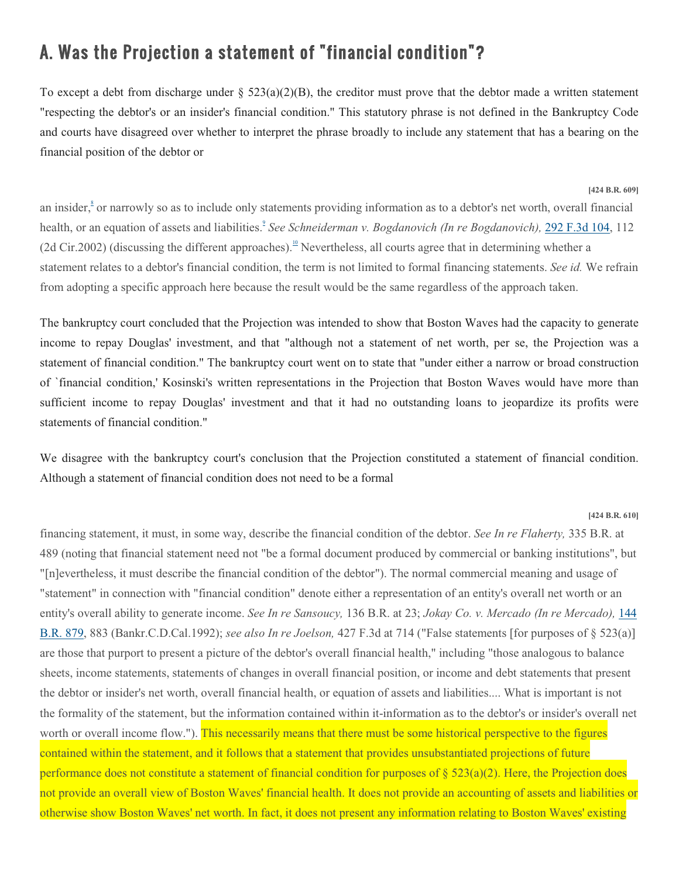## A. Was the Projection a statement of "financial condition"?

To except a debt from discharge under § 523(a)(2)(B), the creditor must prove that the debtor made a written statement "respecting the debtor's or an insider's financial condition." This statutory phrase is not defined in the Bankruptcy Code and courts have disagreed over whether to interpret the phrase broadly to include any statement that has a bearing on the financial position of the debtor or

**[424 B.R. 609]**

an insider,[8] or narrowly so as to include only statements providing information as to a debtor's net worth, overall financial health, or an equation of assets and liabilities.[9] *See Schneiderman v. Bogdanovich (In re Bogdanovich),* 292 F.3d 104, 112 (2d Cir.2002) (discussing the different approaches).[10] Nevertheless, all courts agree that in determining whether a statement relates to a debtor's financial condition, the term is not limited to formal financing statements. *See id.* We refrain from adopting a specific approach here because the result would be the same regardless of the approach taken.

The bankruptcy court concluded that the Projection was intended to show that Boston Waves had the capacity to generate income to repay Douglas' investment, and that "although not a statement of net worth, per se, the Projection was a statement of financial condition." The bankruptcy court went on to state that "under either a narrow or broad construction of `financial condition,' Kosinski's written representations in the Projection that Boston Waves would have more than sufficient income to repay Douglas' investment and that it had no outstanding loans to jeopardize its profits were statements of financial condition."

We disagree with the bankruptcy court's conclusion that the Projection constituted a statement of financial condition. Although a statement of financial condition does not need to be a formal

**[424 B.R. 610]**

financing statement, it must, in some way, describe the financial condition of the debtor. *See In re Flaherty,* 335 B.R. at 489 (noting that financial statement need not "be a formal document produced by commercial or banking institutions", but "[n]evertheless, it must describe the financial condition of the debtor"). The normal commercial meaning and usage of "statement" in connection with "financial condition" denote either a representation of an entity's overall net worth or an entity's overall ability to generate income. *See In re Sansoucy,* 136 B.R. at 23; *Jokay Co. v. Mercado (In re Mercado),* 144 B.R. 879, 883 (Bankr.C.D.Cal.1992); *see also In re Joelson,* 427 F.3d at 714 ("False statements [for purposes of § 523(a)] are those that purport to present a picture of the debtor's overall financial health," including "those analogous to balance sheets, income statements, statements of changes in overall financial position, or income and debt statements that present the debtor or insider's net worth, overall financial health, or equation of assets and liabilities.... What is important is not the formality of the statement, but the information contained within it-information as to the debtor's or insider's overall net worth or overall income flow."). This necessarily means that there must be some historical perspective to the figures contained within the statement, and it follows that a statement that provides unsubstantiated projections of future performance does not constitute a statement of financial condition for purposes of § 523(a)(2). Here, the Projection does not provide an overall view of Boston Waves' financial health. It does not provide an accounting of assets and liabilities or otherwise show Boston Waves' net worth. In fact, it does not present any information relating to Boston Waves' existing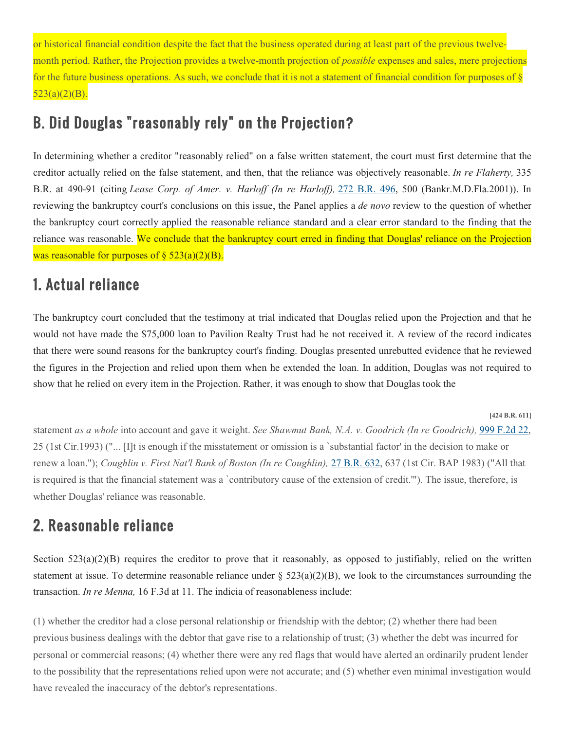or historical financial condition despite the fact that the business operated during at least part of the previous twelve-month period. Rather, the Projection provides a twelve-month projection of *possible* expenses and sales, mere projections for the future business operations. As such, we conclude that it is not a statement of financial condition for purposes of § 523(a)(2)(B).

## B. Did Douglas "reasonably rely" on the Projection?

In determining whether a creditor "reasonably relied" on a false written statement, the court must first determine that the creditor actually relied on the false statement, and then, that the reliance was objectively reasonable. *In re Flaherty,* 335 B.R. at 490-91 (citing *Lease Corp. of Amer. v. Harloff (In re Harloff),* 272 B.R. 496, 500 (Bankr.M.D.Fla.2001)). In reviewing the bankruptcy court's conclusions on this issue, the Panel applies a *de novo* review to the question of whether the bankruptcy court correctly applied the reasonable reliance standard and a clear error standard to the finding that the reliance was reasonable. We conclude that the bankruptcy court erred in finding that Douglas' reliance on the Projection was reasonable for purposes of § 523(a)(2)(B).

## 1. Actual reliance

The bankruptcy court concluded that the testimony at trial indicated that Douglas relied upon the Projection and that he would not have made the $75,000 loan to Pavilion Realty Trust had he not received it. A review of the record indicates that there were sound reasons for the bankruptcy court's finding. Douglas presented unrebutted evidence that he reviewed the figures in the Projection and relied upon them when he extended the loan. In addition, Douglas was not required to show that he relied on every item in the Projection. Rather, it was enough to show that Douglas took the

**[424 B.R. 611]**

statement *as a whole* into account and gave it weight. *See Shawmut Bank, N.A. v. Goodrich (In re Goodrich),* 999 F.2d 22, 25 (1st Cir.1993) ("... [I]t is enough if the misstatement or omission is a `substantial factor' in the decision to make or renew a loan."); *Coughlin v. First Nat'l Bank of Boston (In re Coughlin),* 27 B.R. 632, 637 (1st Cir. BAP 1983) ("All that is required is that the financial statement was a `contributory cause of the extension of credit.'"). The issue, therefore, is whether Douglas' reliance was reasonable.

## 2. Reasonable reliance

Section 523(a)(2)(B) requires the creditor to prove that it reasonably, as opposed to justifiably, relied on the written statement at issue. To determine reasonable reliance under § 523(a)(2)(B), we look to the circumstances surrounding the transaction. *In re Menna,* 16 F.3d at 11. The indicia of reasonableness include:

(1) whether the creditor had a close personal relationship or friendship with the debtor; (2) whether there had been previous business dealings with the debtor that gave rise to a relationship of trust; (3) whether the debt was incurred for personal or commercial reasons; (4) whether there were any red flags that would have alerted an ordinarily prudent lender to the possibility that the representations relied upon were not accurate; and (5) whether even minimal investigation would have revealed the inaccuracy of the debtor's representations.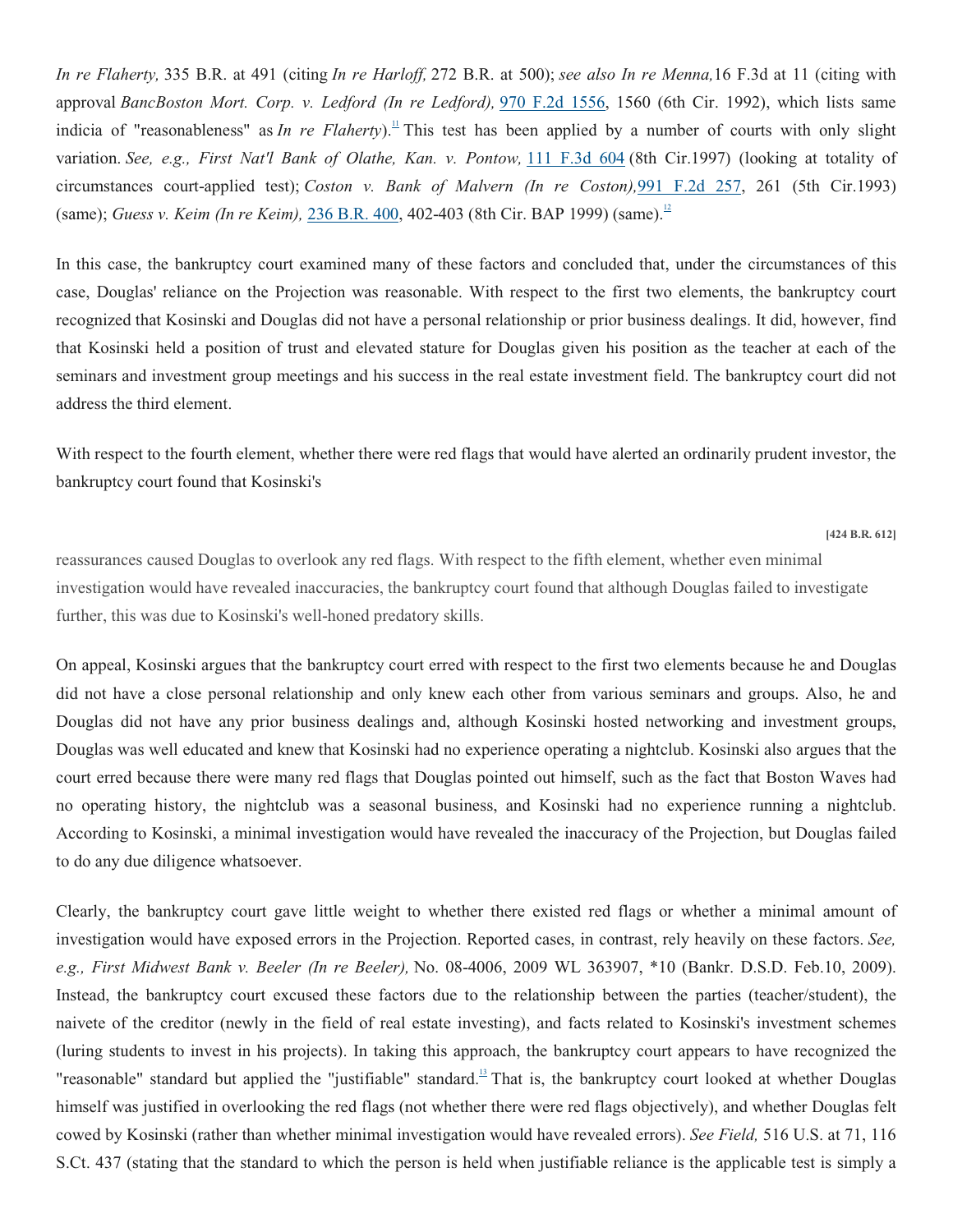*In re Flaherty,* 335 B.R. at 491 (citing *In re Harloff,* 272 B.R. at 500); *see also In re Menna,*16 F.3d at 11 (citing with approval *BancBoston Mort. Corp. v. Ledford (In re Ledford),* 970 F.2d 1556, 1560 (6th Cir. 1992), which lists same indicia of "reasonableness" as *In re Flaherty*).[11] This test has been applied by a number of courts with only slight variation. *See, e.g., First Nat'l Bank of Olathe, Kan. v. Pontow,* 111 F.3d 604 (8th Cir.1997) (looking at totality of circumstances court-applied test); *Coston v. Bank of Malvern (In re Coston),*991 F.2d 257, 261 (5th Cir.1993) (same); *Guess v. Keim (In re Keim),* 236 B.R. 400, 402-403 (8th Cir. BAP 1999) (same).[12]

In this case, the bankruptcy court examined many of these factors and concluded that, under the circumstances of this case, Douglas' reliance on the Projection was reasonable. With respect to the first two elements, the bankruptcy court recognized that Kosinski and Douglas did not have a personal relationship or prior business dealings. It did, however, find that Kosinski held a position of trust and elevated stature for Douglas given his position as the teacher at each of the seminars and investment group meetings and his success in the real estate investment field. The bankruptcy court did not address the third element.

With respect to the fourth element, whether there were red flags that would have alerted an ordinarily prudent investor, the bankruptcy court found that Kosinski's

**[424 B.R. 612]**

reassurances caused Douglas to overlook any red flags. With respect to the fifth element, whether even minimal investigation would have revealed inaccuracies, the bankruptcy court found that although Douglas failed to investigate further, this was due to Kosinski's well-honed predatory skills.

On appeal, Kosinski argues that the bankruptcy court erred with respect to the first two elements because he and Douglas did not have a close personal relationship and only knew each other from various seminars and groups. Also, he and Douglas did not have any prior business dealings and, although Kosinski hosted networking and investment groups, Douglas was well educated and knew that Kosinski had no experience operating a nightclub. Kosinski also argues that the court erred because there were many red flags that Douglas pointed out himself, such as the fact that Boston Waves had no operating history, the nightclub was a seasonal business, and Kosinski had no experience running a nightclub. According to Kosinski, a minimal investigation would have revealed the inaccuracy of the Projection, but Douglas failed to do any due diligence whatsoever.

Clearly, the bankruptcy court gave little weight to whether there existed red flags or whether a minimal amount of investigation would have exposed errors in the Projection. Reported cases, in contrast, rely heavily on these factors. *See, e.g., First Midwest Bank v. Beeler (In re Beeler),* No. 08-4006, 2009 WL 363907, *10 (Bankr. D.S.D. Feb.10, 2009). Instead, the bankruptcy court excused these factors due to the relationship between the parties (teacher/student), the naivete of the creditor (newly in the field of real estate investing), and facts related to Kosinski's investment schemes (luring students to invest in his projects). In taking this approach, the bankruptcy court appears to have recognized the "reasonable" standard but applied the "justifiable" standard.[13] That is, the bankruptcy court looked at whether Douglas himself was justified in overlooking the red flags (not whether there were red flags objectively), and whether Douglas felt cowed by Kosinski (rather than whether minimal investigation would have revealed errors). *See Field,* 516 U.S. at 71, 116 S.Ct. 437 (stating that the standard to which the person is held when justifiable reliance is the applicable test is simply a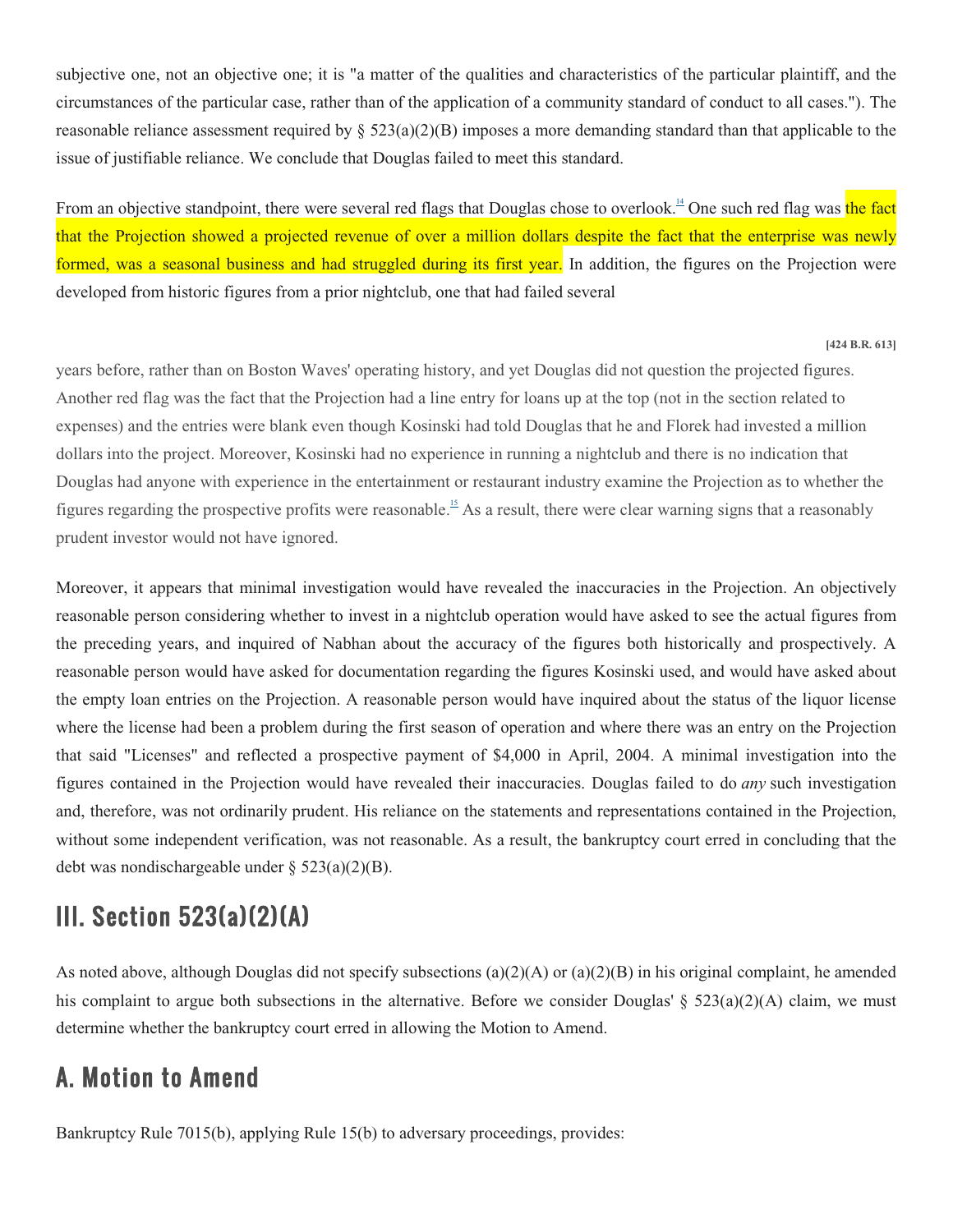subjective one, not an objective one; it is "a matter of the qualities and characteristics of the particular plaintiff, and the circumstances of the particular case, rather than of the application of a community standard of conduct to all cases."). The reasonable reliance assessment required by § 523(a)(2)(B) imposes a more demanding standard than that applicable to the issue of justifiable reliance. We conclude that Douglas failed to meet this standard.

From an objective standpoint, there were several red flags that Douglas chose to overlook.[14] One such red flag was the fact that the Projection showed a projected revenue of over a million dollars despite the fact that the enterprise was newly formed, was a seasonal business and had struggled during its first year. In addition, the figures on the Projection were developed from historic figures from a prior nightclub, one that had failed several

**[424 B.R. 613]**

years before, rather than on Boston Waves' operating history, and yet Douglas did not question the projected figures. Another red flag was the fact that the Projection had a line entry for loans up at the top (not in the section related to expenses) and the entries were blank even though Kosinski had told Douglas that he and Florek had invested a million dollars into the project. Moreover, Kosinski had no experience in running a nightclub and there is no indication that Douglas had anyone with experience in the entertainment or restaurant industry examine the Projection as to whether the figures regarding the prospective profits were reasonable.[15] As a result, there were clear warning signs that a reasonably prudent investor would not have ignored.

Moreover, it appears that minimal investigation would have revealed the inaccuracies in the Projection. An objectively reasonable person considering whether to invest in a nightclub operation would have asked to see the actual figures from the preceding years, and inquired of Nabhan about the accuracy of the figures both historically and prospectively. A reasonable person would have asked for documentation regarding the figures Kosinski used, and would have asked about the empty loan entries on the Projection. A reasonable person would have inquired about the status of the liquor license where the license had been a problem during the first season of operation and where there was an entry on the Projection that said "Licenses" and reflected a prospective payment of $4,000 in April, 2004. A minimal investigation into the figures contained in the Projection would have revealed their inaccuracies. Douglas failed to do *any* such investigation and, therefore, was not ordinarily prudent. His reliance on the statements and representations contained in the Projection, without some independent verification, was not reasonable. As a result, the bankruptcy court erred in concluding that the debt was nondischargeable under § 523(a)(2)(B).

## III. Section 523(a)(2)(A)

As noted above, although Douglas did not specify subsections (a)(2)(A) or (a)(2)(B) in his original complaint, he amended his complaint to argue both subsections in the alternative. Before we consider Douglas' § 523(a)(2)(A) claim, we must determine whether the bankruptcy court erred in allowing the Motion to Amend.

## A. Motion to Amend

Bankruptcy Rule 7015(b), applying Rule 15(b) to adversary proceedings, provides: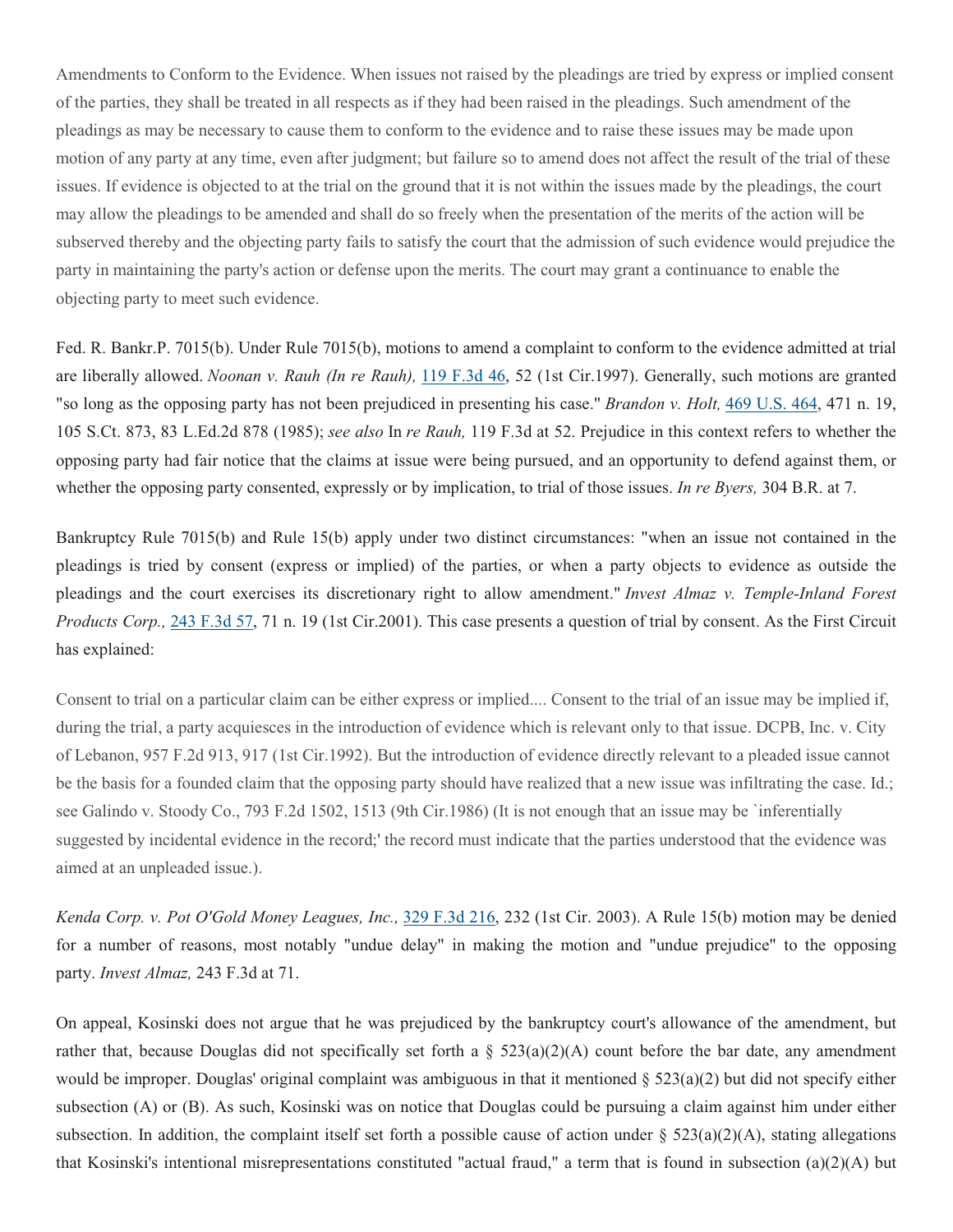Amendments to Conform to the Evidence. When issues not raised by the pleadings are tried by express or implied consent of the parties, they shall be treated in all respects as if they had been raised in the pleadings. Such amendment of the pleadings as may be necessary to cause them to conform to the evidence and to raise these issues may be made upon motion of any party at any time, even after judgment; but failure so to amend does not affect the result of the trial of these issues. If evidence is objected to at the trial on the ground that it is not within the issues made by the pleadings, the court may allow the pleadings to be amended and shall do so freely when the presentation of the merits of the action will be subserved thereby and the objecting party fails to satisfy the court that the admission of such evidence would prejudice the party in maintaining the party's action or defense upon the merits. The court may grant a continuance to enable the objecting party to meet such evidence.

Fed. R. Bankr.P. 7015(b). Under Rule 7015(b), motions to amend a complaint to conform to the evidence admitted at trial are liberally allowed. *Noonan v. Rauh (In re Rauh),* 119 F.3d 46, 52 (1st Cir.1997). Generally, such motions are granted "so long as the opposing party has not been prejudiced in presenting his case." *Brandon v. Holt,* 469 U.S. 464, 471 n. 19, 105 S.Ct. 873, 83 L.Ed.2d 878 (1985); *see also* In *re Rauh,* 119 F.3d at 52. Prejudice in this context refers to whether the opposing party had fair notice that the claims at issue were being pursued, and an opportunity to defend against them, or whether the opposing party consented, expressly or by implication, to trial of those issues. *In re Byers,* 304 B.R. at 7.

Bankruptcy Rule 7015(b) and Rule 15(b) apply under two distinct circumstances: "when an issue not contained in the pleadings is tried by consent (express or implied) of the parties, or when a party objects to evidence as outside the pleadings and the court exercises its discretionary right to allow amendment." *Invest Almaz v. Temple-Inland Forest Products Corp.,* 243 F.3d 57, 71 n. 19 (1st Cir.2001). This case presents a question of trial by consent. As the First Circuit has explained:

> Consent to trial on a particular claim can be either express or implied.... Consent to the trial of an issue may be implied if, during the trial, a party acquiesces in the introduction of evidence which is relevant only to that issue. DCPB, Inc. v. City of Lebanon, 957 F.2d 913, 917 (1st Cir.1992). But the introduction of evidence directly relevant to a pleaded issue cannot be the basis for a founded claim that the opposing party should have realized that a new issue was infiltrating the case. Id.; see Galindo v. Stoody Co., 793 F.2d 1502, 1513 (9th Cir.1986) (It is not enough that an issue may be `inferentially suggested by incidental evidence in the record;' the record must indicate that the parties understood that the evidence was aimed at an unpleaded issue.).

*Kenda Corp. v. Pot O'Gold Money Leagues, Inc.,* 329 F.3d 216, 232 (1st Cir. 2003). A Rule 15(b) motion may be denied for a number of reasons, most notably "undue delay" in making the motion and "undue prejudice" to the opposing party. *Invest Almaz,* 243 F.3d at 71.

On appeal, Kosinski does not argue that he was prejudiced by the bankruptcy court's allowance of the amendment, but rather that, because Douglas did not specifically set forth a § 523(a)(2)(A) count before the bar date, any amendment would be improper. Douglas' original complaint was ambiguous in that it mentioned § 523(a)(2) but did not specify either subsection (A) or (B). As such, Kosinski was on notice that Douglas could be pursuing a claim against him under either subsection. In addition, the complaint itself set forth a possible cause of action under § 523(a)(2)(A), stating allegations that Kosinski's intentional misrepresentations constituted "actual fraud," a term that is found in subsection (a)(2)(A) but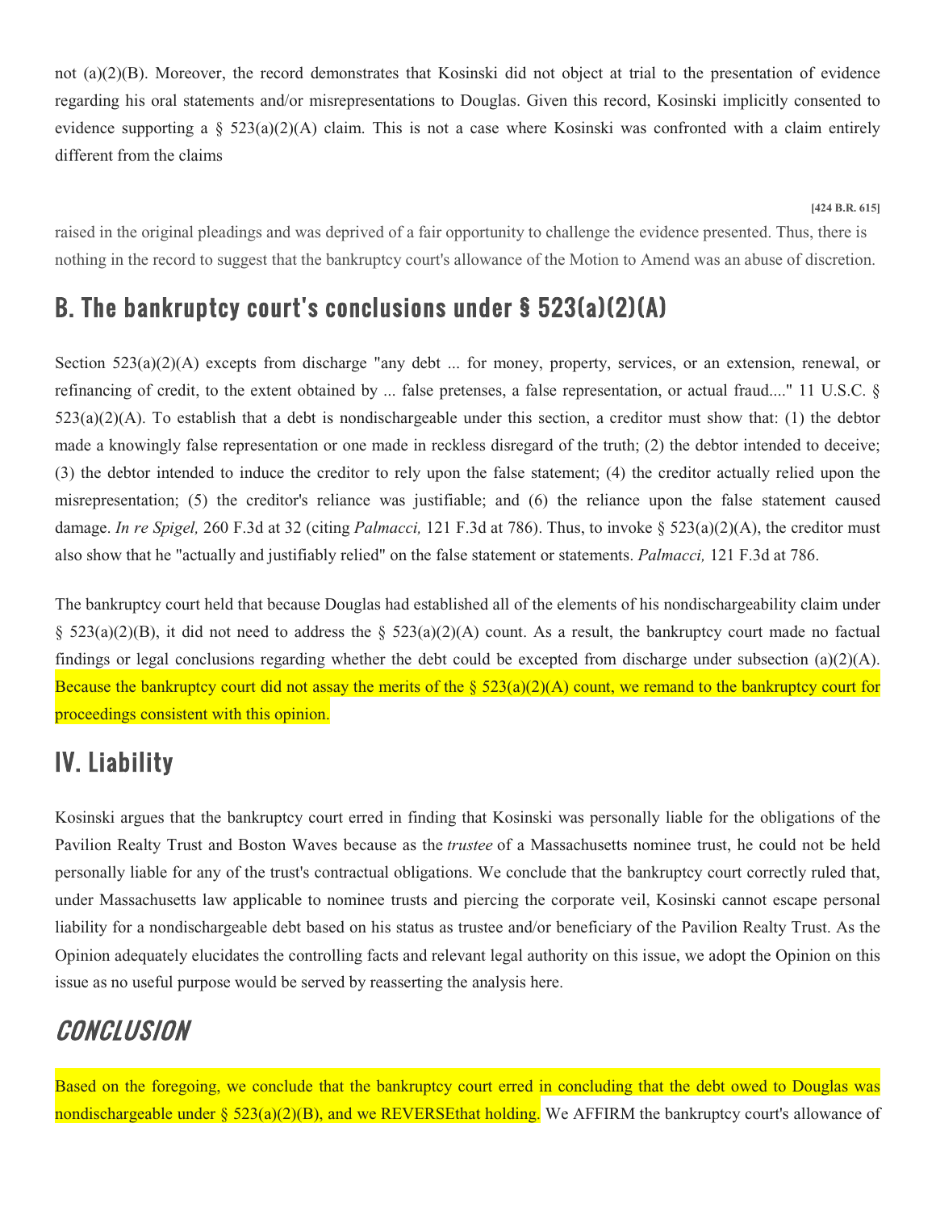not (a)(2)(B). Moreover, the record demonstrates that Kosinski did not object at trial to the presentation of evidence regarding his oral statements and/or misrepresentations to Douglas. Given this record, Kosinski implicitly consented to evidence supporting a § 523(a)(2)(A) claim. This is not a case where Kosinski was confronted with a claim entirely different from the claims

**[424 B.R. 615]**

raised in the original pleadings and was deprived of a fair opportunity to challenge the evidence presented. Thus, there is nothing in the record to suggest that the bankruptcy court's allowance of the Motion to Amend was an abuse of discretion.

## B. The bankruptcy court's conclusions under § 523(a)(2)(A)

Section 523(a)(2)(A) excepts from discharge "any debt ... for money, property, services, or an extension, renewal, or refinancing of credit, to the extent obtained by ... false pretenses, a false representation, or actual fraud...." 11 U.S.C. § 523(a)(2)(A). To establish that a debt is nondischargeable under this section, a creditor must show that: (1) the debtor made a knowingly false representation or one made in reckless disregard of the truth; (2) the debtor intended to deceive; (3) the debtor intended to induce the creditor to rely upon the false statement; (4) the creditor actually relied upon the misrepresentation; (5) the creditor's reliance was justifiable; and (6) the reliance upon the false statement caused damage. *In re Spigel,* 260 F.3d at 32 (citing *Palmacci,* 121 F.3d at 786). Thus, to invoke § 523(a)(2)(A), the creditor must also show that he "actually and justifiably relied" on the false statement or statements. *Palmacci,* 121 F.3d at 786.

The bankruptcy court held that because Douglas had established all of the elements of his nondischargeability claim under § 523(a)(2)(B), it did not need to address the § 523(a)(2)(A) count. As a result, the bankruptcy court made no factual findings or legal conclusions regarding whether the debt could be excepted from discharge under subsection (a)(2)(A). Because the bankruptcy court did not assay the merits of the § 523(a)(2)(A) count, we remand to the bankruptcy court for proceedings consistent with this opinion.

## IV. Liability

Kosinski argues that the bankruptcy court erred in finding that Kosinski was personally liable for the obligations of the Pavilion Realty Trust and Boston Waves because as the *trustee* of a Massachusetts nominee trust, he could not be held personally liable for any of the trust's contractual obligations. We conclude that the bankruptcy court correctly ruled that, under Massachusetts law applicable to nominee trusts and piercing the corporate veil, Kosinski cannot escape personal liability for a nondischargeable debt based on his status as trustee and/or beneficiary of the Pavilion Realty Trust. As the Opinion adequately elucidates the controlling facts and relevant legal authority on this issue, we adopt the Opinion on this issue as no useful purpose would be served by reasserting the analysis here.

## *CONCLUSION*

Based on the foregoing, we conclude that the bankruptcy court erred in concluding that the debt owed to Douglas was nondischargeable under § 523(a)(2)(B), and we REVERSEthat holding. We AFFIRM the bankruptcy court's allowance of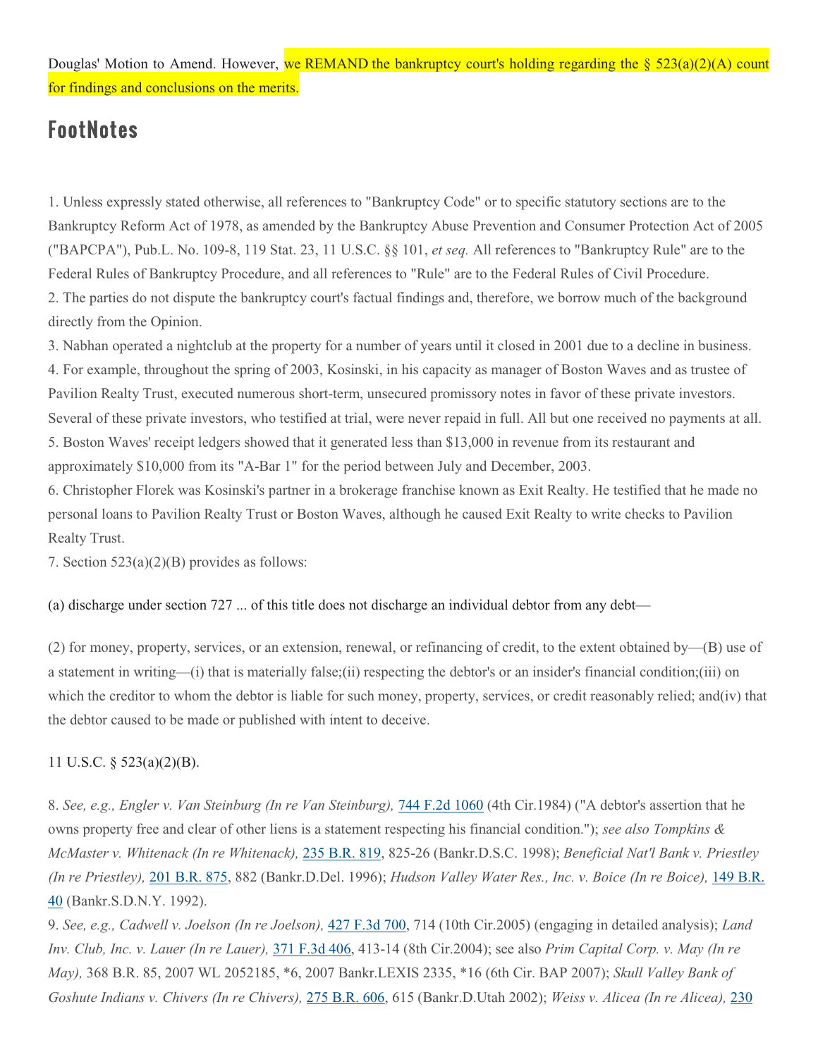Douglas' Motion to Amend. However, we REMAND the bankruptcy court's holding regarding the § 523(a)(2)(A) count for findings and conclusions on the merits.

## FootNotes

1. Unless expressly stated otherwise, all references to "Bankruptcy Code" or to specific statutory sections are to the Bankruptcy Reform Act of 1978, as amended by the Bankruptcy Abuse Prevention and Consumer Protection Act of 2005 ("BAPCPA"), Pub.L. No. 109-8, 119 Stat. 23, 11 U.S.C. §§ 101, *et seq.* All references to "Bankruptcy Rule" are to the Federal Rules of Bankruptcy Procedure, and all references to "Rule" are to the Federal Rules of Civil Procedure.

2. The parties do not dispute the bankruptcy court's factual findings and, therefore, we borrow much of the background directly from the Opinion.

3. Nabhan operated a nightclub at the property for a number of years until it closed in 2001 due to a decline in business.

4. For example, throughout the spring of 2003, Kosinski, in his capacity as manager of Boston Waves and as trustee of Pavilion Realty Trust, executed numerous short-term, unsecured promissory notes in favor of these private investors. Several of these private investors, who testified at trial, were never repaid in full. All but one received no payments at all.

5. Boston Waves' receipt ledgers showed that it generated less than $13,000 in revenue from its restaurant and approximately $10,000 from its "A-Bar 1" for the period between July and December, 2003.

6. Christopher Florek was Kosinski's partner in a brokerage franchise known as Exit Realty. He testified that he made no personal loans to Pavilion Realty Trust or Boston Waves, although he caused Exit Realty to write checks to Pavilion Realty Trust.

7. Section 523(a)(2)(B) provides as follows:

(a) discharge under section 727 ... of this title does not discharge an individual debtor from any debt—

(2) for money, property, services, or an extension, renewal, or refinancing of credit, to the extent obtained by—(B) use of a statement in writing—(i) that is materially false;(ii) respecting the debtor's or an insider's financial condition;(iii) on which the creditor to whom the debtor is liable for such money, property, services, or credit reasonably relied; and(iv) that the debtor caused to be made or published with intent to deceive.

11 U.S.C. § 523(a)(2)(B).

8. *See, e.g., Engler v. Van Steinburg (In re Van Steinburg),* 744 F.2d 1060 (4th Cir.1984) ("A debtor's assertion that he owns property free and clear of other liens is a statement respecting his financial condition."); *see also Tompkins & McMaster v. Whitenack (In re Whitenack),* 235 B.R. 819, 825-26 (Bankr.D.S.C. 1998); *Beneficial Nat'l Bank v. Priestley (In re Priestley),* 201 B.R. 875, 882 (Bankr.D.Del. 1996); *Hudson Valley Water Res., Inc. v. Boice (In re Boice),* 149 B.R. 40 (Bankr.S.D.N.Y. 1992).

9. *See, e.g., Cadwell v. Joelson (In re Joelson),* 427 F.3d 700, 714 (10th Cir.2005) (engaging in detailed analysis); *Land Inv. Club, Inc. v. Lauer (In re Lauer),* 371 F.3d 406, 413-14 (8th Cir.2004); see also *Prim Capital Corp. v. May (In re May),* 368 B.R. 85, 2007 WL 2052185, *6, 2007 Bankr.LEXIS 2335, *16 (6th Cir. BAP 2007); *Skull Valley Bank of Goshute Indians v. Chivers (In re Chivers),* 275 B.R. 606, 615 (Bankr.D.Utah 2002); *Weiss v. Alicea (In re Alicea),* 230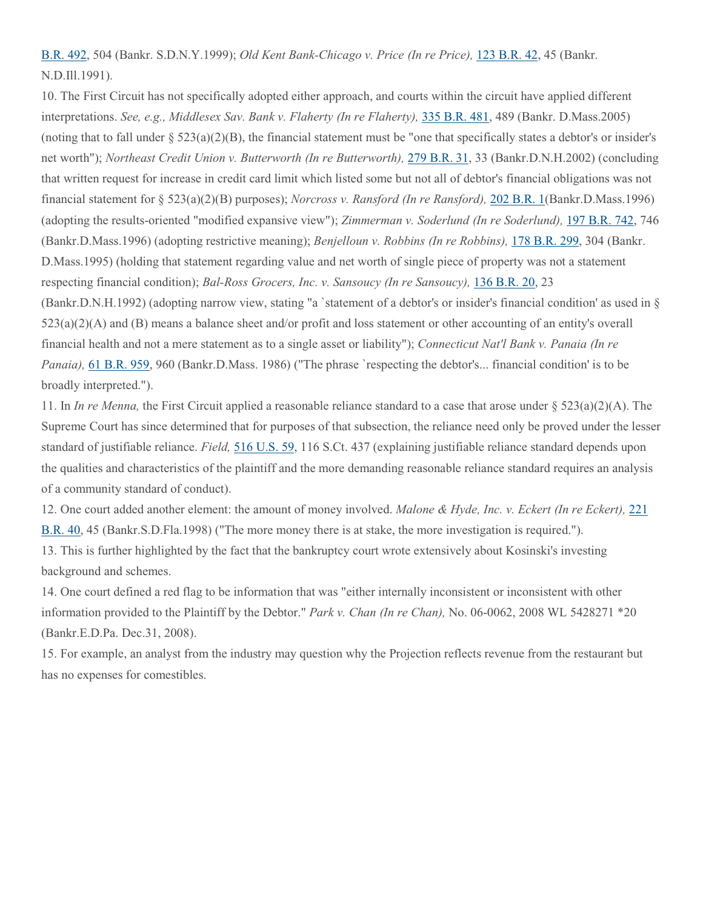B.R. 492, 504 (Bankr. S.D.N.Y.1999); *Old Kent Bank-Chicago v. Price (In re Price),* 123 B.R. 42, 45 (Bankr. N.D.Ill.1991).

10. The First Circuit has not specifically adopted either approach, and courts within the circuit have applied different interpretations. *See, e.g., Middlesex Sav. Bank v. Flaherty (In re Flaherty),* 335 B.R. 481, 489 (Bankr. D.Mass.2005) (noting that to fall under § 523(a)(2)(B), the financial statement must be "one that specifically states a debtor's or insider's net worth"); *Northeast Credit Union v. Butterworth (In re Butterworth),* 279 B.R. 31, 33 (Bankr.D.N.H.2002) (concluding that written request for increase in credit card limit which listed some but not all of debtor's financial obligations was not financial statement for § 523(a)(2)(B) purposes); *Norcross v. Ransford (In re Ransford),* 202 B.R. 1(Bankr.D.Mass.1996) (adopting the results-oriented "modified expansive view"); *Zimmerman v. Soderlund (In re Soderlund),* 197 B.R. 742, 746 (Bankr.D.Mass.1996) (adopting restrictive meaning); *Benjelloun v. Robbins (In re Robbins),* 178 B.R. 299, 304 (Bankr. D.Mass.1995) (holding that statement regarding value and net worth of single piece of property was not a statement respecting financial condition); *Bal-Ross Grocers, Inc. v. Sansoucy (In re Sansoucy),* 136 B.R. 20, 23 (Bankr.D.N.H.1992) (adopting narrow view, stating "a `statement of a debtor's or insider's financial condition' as used in § 523(a)(2)(A) and (B) means a balance sheet and/or profit and loss statement or other accounting of an entity's overall financial health and not a mere statement as to a single asset or liability"); *Connecticut Nat'l Bank v. Panaia (In re Panaia),* 61 B.R. 959, 960 (Bankr.D.Mass. 1986) ("The phrase `respecting the debtor's... financial condition' is to be broadly interpreted.").

11. In *In re Menna,* the First Circuit applied a reasonable reliance standard to a case that arose under § 523(a)(2)(A). The Supreme Court has since determined that for purposes of that subsection, the reliance need only be proved under the lesser standard of justifiable reliance. *Field,* 516 U.S. 59, 116 S.Ct. 437 (explaining justifiable reliance standard depends upon the qualities and characteristics of the plaintiff and the more demanding reasonable reliance standard requires an analysis of a community standard of conduct).

12. One court added another element: the amount of money involved. *Malone & Hyde, Inc. v. Eckert (In re Eckert),* 221 B.R. 40, 45 (Bankr.S.D.Fla.1998) ("The more money there is at stake, the more investigation is required.").

13. This is further highlighted by the fact that the bankruptcy court wrote extensively about Kosinski's investing background and schemes.

14. One court defined a red flag to be information that was "either internally inconsistent or inconsistent with other information provided to the Plaintiff by the Debtor." *Park v. Chan (In re Chan),* No. 06-0062, 2008 WL 5428271 *20 (Bankr.E.D.Pa. Dec.31, 2008).

15. For example, an analyst from the industry may question why the Projection reflects revenue from the restaurant but has no expenses for comestibles.